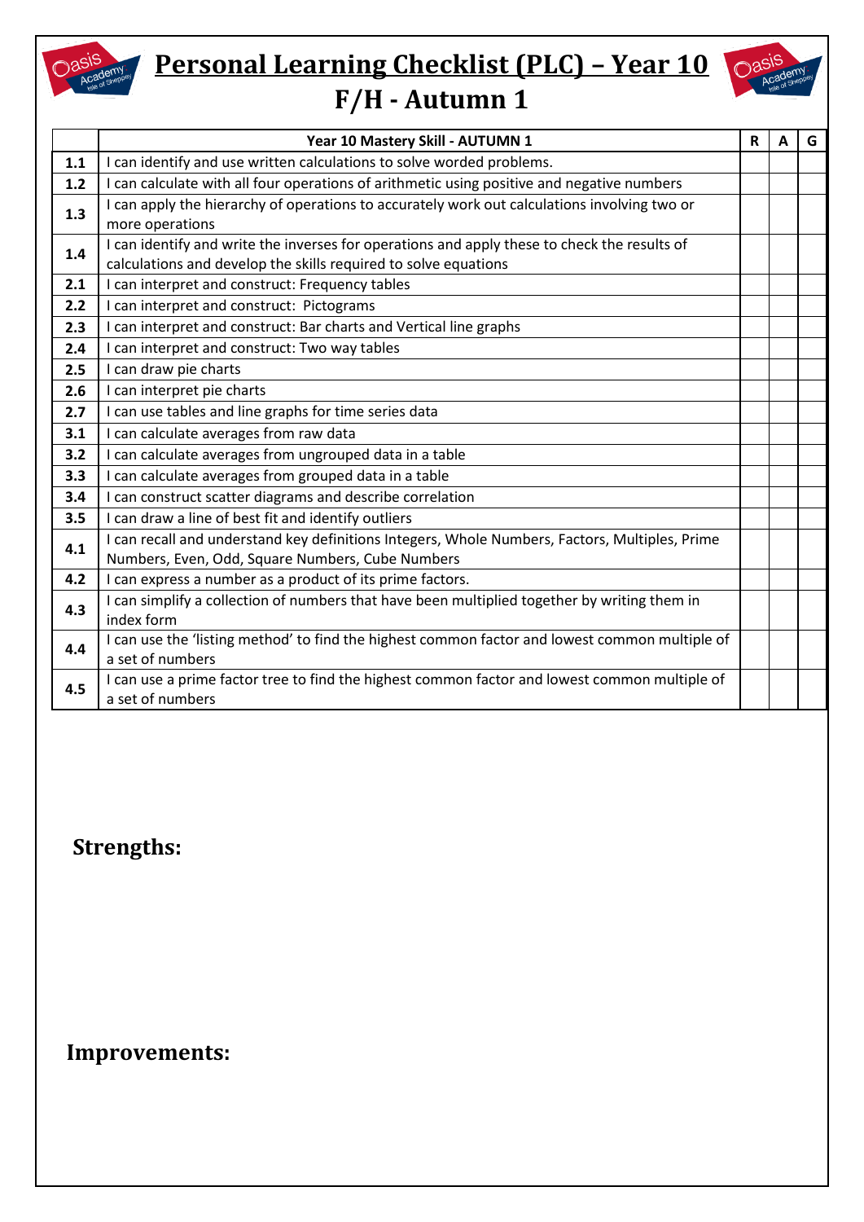# Personal Learning Checklist (PLC) – Year 10
## F/H - Autumn 1

| | Year 10 Mastery Skill - AUTUMN 1 | R | A | G |
|---|---|---|---|---|
| 1.1 | I can identify and use written calculations to solve worded problems. | | | |
| 1.2 | I can calculate with all four operations of arithmetic using positive and negative numbers | | | |
| 1.3 | I can apply the hierarchy of operations to accurately work out calculations involving two or more operations | | | |
| 1.4 | I can identify and write the inverses for operations and apply these to check the results of calculations and develop the skills required to solve equations | | | |
| 2.1 | I can interpret and construct: Frequency tables | | | |
| 2.2 | I can interpret and construct: Pictograms | | | |
| 2.3 | I can interpret and construct: Bar charts and Vertical line graphs | | | |
| 2.4 | I can interpret and construct: Two way tables | | | |
| 2.5 | I can draw pie charts | | | |
| 2.6 | I can interpret pie charts | | | |
| 2.7 | I can use tables and line graphs for time series data | | | |
| 3.1 | I can calculate averages from raw data | | | |
| 3.2 | I can calculate averages from ungrouped data in a table | | | |
| 3.3 | I can calculate averages from grouped data in a table | | | |
| 3.4 | I can construct scatter diagrams and describe correlation | | | |
| 3.5 | I can draw a line of best fit and identify outliers | | | |
| 4.1 | I can recall and understand key definitions Integers, Whole Numbers, Factors, Multiples, Prime Numbers, Even, Odd, Square Numbers, Cube Numbers | | | |
| 4.2 | I can express a number as a product of its prime factors. | | | |
| 4.3 | I can simplify a collection of numbers that have been multiplied together by writing them in index form | | | |
| 4.4 | I can use the 'listing method' to find the highest common factor and lowest common multiple of a set of numbers | | | |
| 4.5 | I can use a prime factor tree to find the highest common factor and lowest common multiple of a set of numbers | | | |

**Strengths:**

**Improvements:**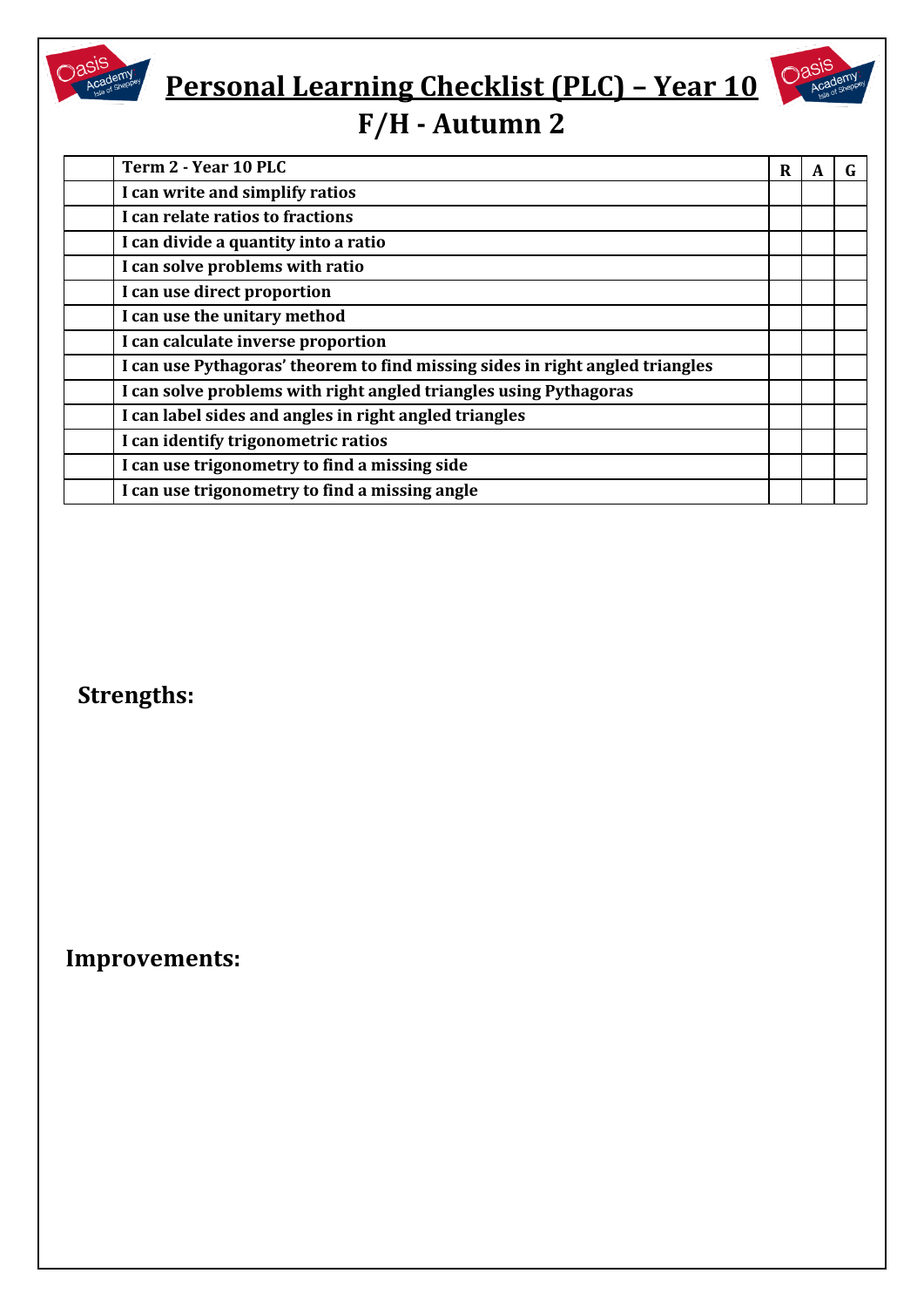# Personal Learning Checklist (PLC) – Year 10

## F/H - Autumn 2

| | Term 2 - Year 10 PLC | R | A | G |
|---|---|---|---|---|
| | I can write and simplify ratios | | | |
| | I can relate ratios to fractions | | | |
| | I can divide a quantity into a ratio | | | |
| | I can solve problems with ratio | | | |
| | I can use direct proportion | | | |
| | I can use the unitary method | | | |
| | I can calculate inverse proportion | | | |
| | I can use Pythagoras' theorem to find missing sides in right angled triangles | | | |
| | I can solve problems with right angled triangles using Pythagoras | | | |
| | I can label sides and angles in right angled triangles | | | |
| | I can identify trigonometric ratios | | | |
| | I can use trigonometry to find a missing side | | | |
| | I can use trigonometry to find a missing angle | | | |

**Strengths:**

**Improvements:**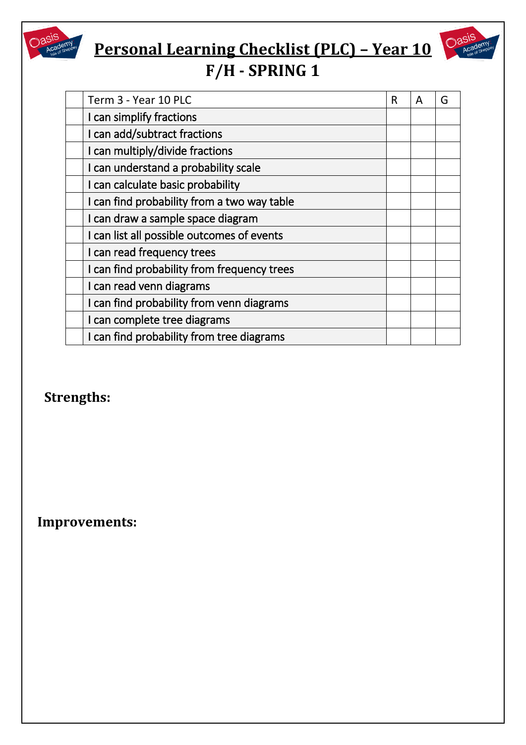# Personal Learning Checklist (PLC) – Year 10

## F/H - SPRING 1

| | Term 3 - Year 10 PLC | R | A | G |
|---|---|---|---|---|
| | I can simplify fractions | | | |
| | I can add/subtract fractions | | | |
| | I can multiply/divide fractions | | | |
| | I can understand a probability scale | | | |
| | I can calculate basic probability | | | |
| | I can find probability from a two way table | | | |
| | I can draw a sample space diagram | | | |
| | I can list all possible outcomes of events | | | |
| | I can read frequency trees | | | |
| | I can find probability from frequency trees | | | |
| | I can read venn diagrams | | | |
| | I can find probability from venn diagrams | | | |
| | I can complete tree diagrams | | | |
| | I can find probability from tree diagrams | | | |

**Strengths:**

**Improvements:**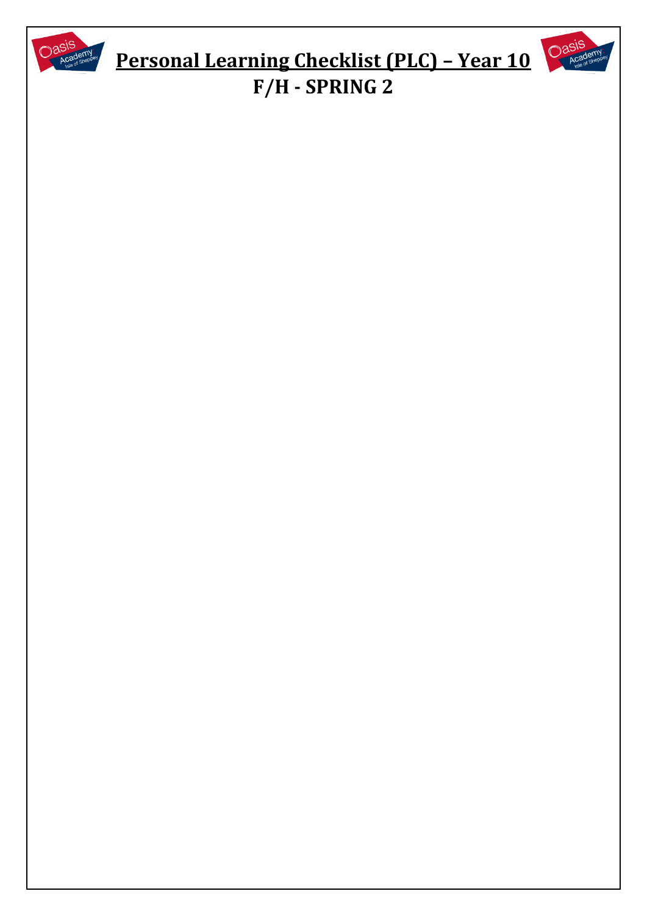# Personal Learning Checklist (PLC) – Year 10

## F/H - SPRING 2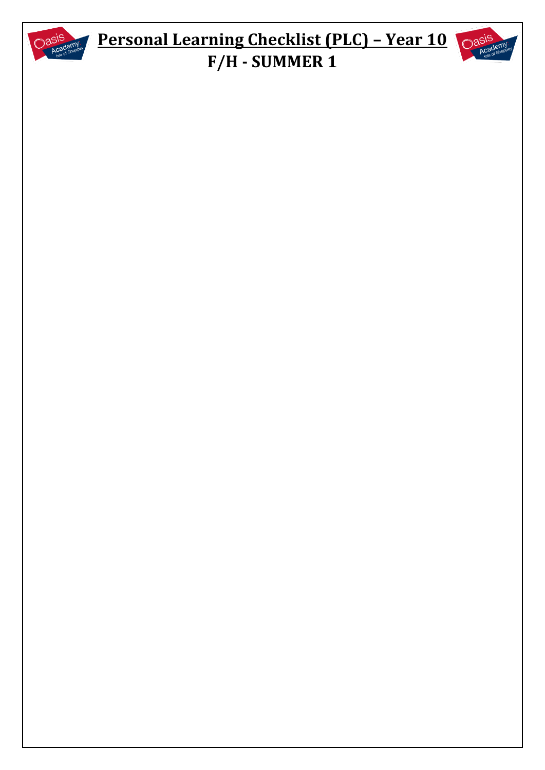# Personal Learning Checklist (PLC) – Year 10

## F/H - SUMMER 1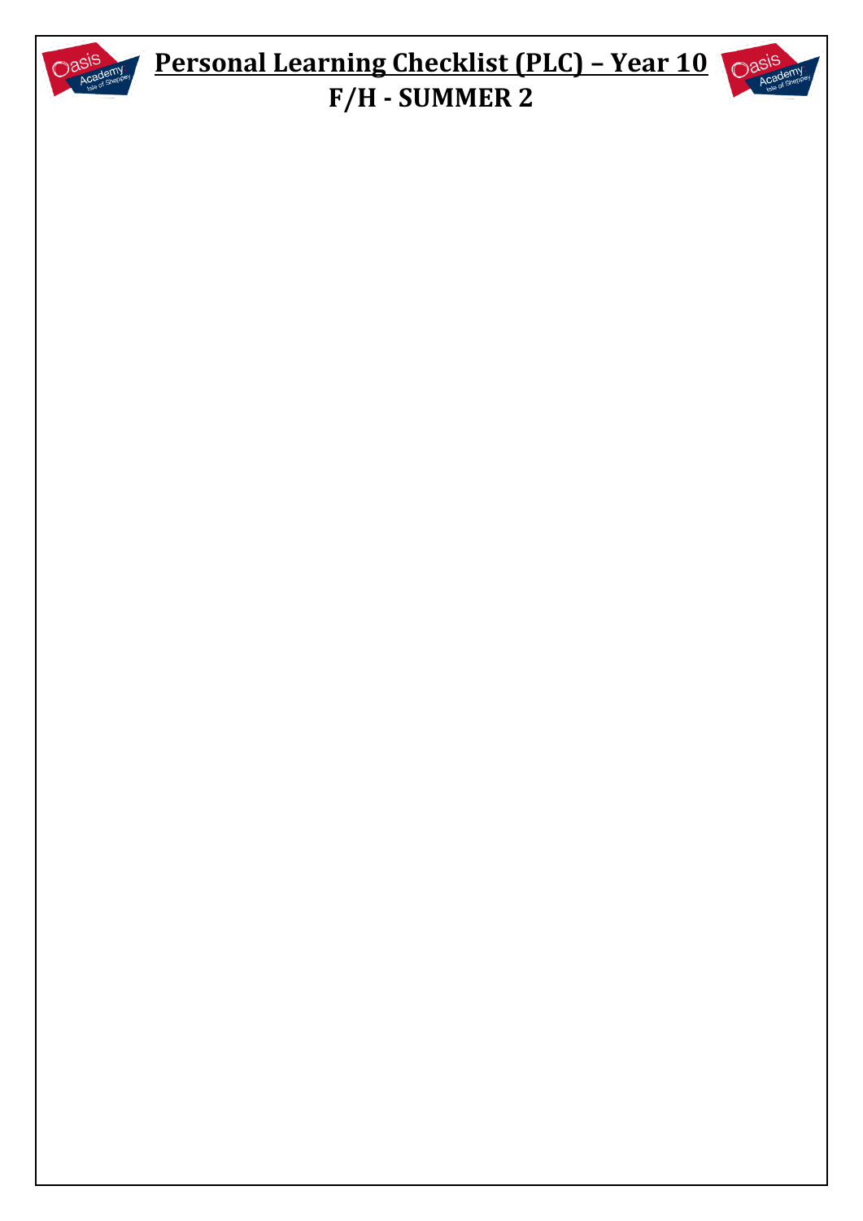# Personal Learning Checklist (PLC) – Year 10

## F/H - SUMMER 2